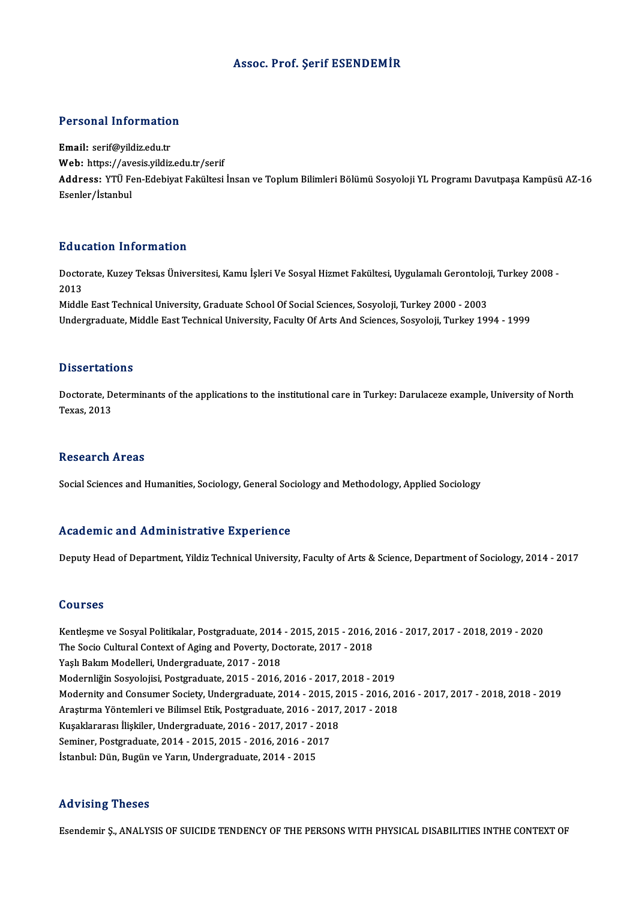# Assoc. Prof. Şerif ESENDEMİR

## Personal Information

**Email:** serif@yildiz.edu.tr
**Web:** https://avesis.yildiz.edu.tr/serif
**Address:** YTÜ Fen-Edebiyat Fakültesi İnsan ve Toplum Bilimleri Bölümü Sosyoloji YL Programı Davutpaşa Kampüsü AZ-16 Esenler/İstanbul

## Education Information

Doctorate, Kuzey Teksas Üniversitesi, Kamu İşleri Ve Sosyal Hizmet Fakültesi, Uygulamalı Gerontoloji, Turkey 2008 - 2013
Middle East Technical University, Graduate School Of Social Sciences, Sosyoloji, Turkey 2000 - 2003
Undergraduate, Middle East Technical University, Faculty Of Arts And Sciences, Sosyoloji, Turkey 1994 - 1999

## Dissertations

Doctorate, Determinants of the applications to the institutional care in Turkey: Darulaceze example, University of North Texas, 2013

## Research Areas

Social Sciences and Humanities, Sociology, General Sociology and Methodology, Applied Sociology

## Academic and Administrative Experience

Deputy Head of Department, Yildiz Technical University, Faculty of Arts & Science, Department of Sociology, 2014 - 2017

## Courses

Kentleşme ve Sosyal Politikalar, Postgraduate, 2014 - 2015, 2015 - 2016, 2016 - 2017, 2017 - 2018, 2019 - 2020
The Socio Cultural Context of Aging and Poverty, Doctorate, 2017 - 2018
Yaşlı Bakım Modelleri, Undergraduate, 2017 - 2018
Modernliğin Sosyolojisi, Postgraduate, 2015 - 2016, 2016 - 2017, 2018 - 2019
Modernity and Consumer Society, Undergraduate, 2014 - 2015, 2015 - 2016, 2016 - 2017, 2017 - 2018, 2018 - 2019
Araştırma Yöntemleri ve Bilimsel Etik, Postgraduate, 2016 - 2017, 2017 - 2018
Kuşaklararası İlişkiler, Undergraduate, 2016 - 2017, 2017 - 2018
Seminer, Postgraduate, 2014 - 2015, 2015 - 2016, 2016 - 2017
İstanbul: Dün, Bugün ve Yarın, Undergraduate, 2014 - 2015

## Advising Theses

Esendemir Ş., ANALYSIS OF SUICIDE TENDENCY OF THE PERSONS WITH PHYSICAL DISABILITIES INTHE CONTEXT OF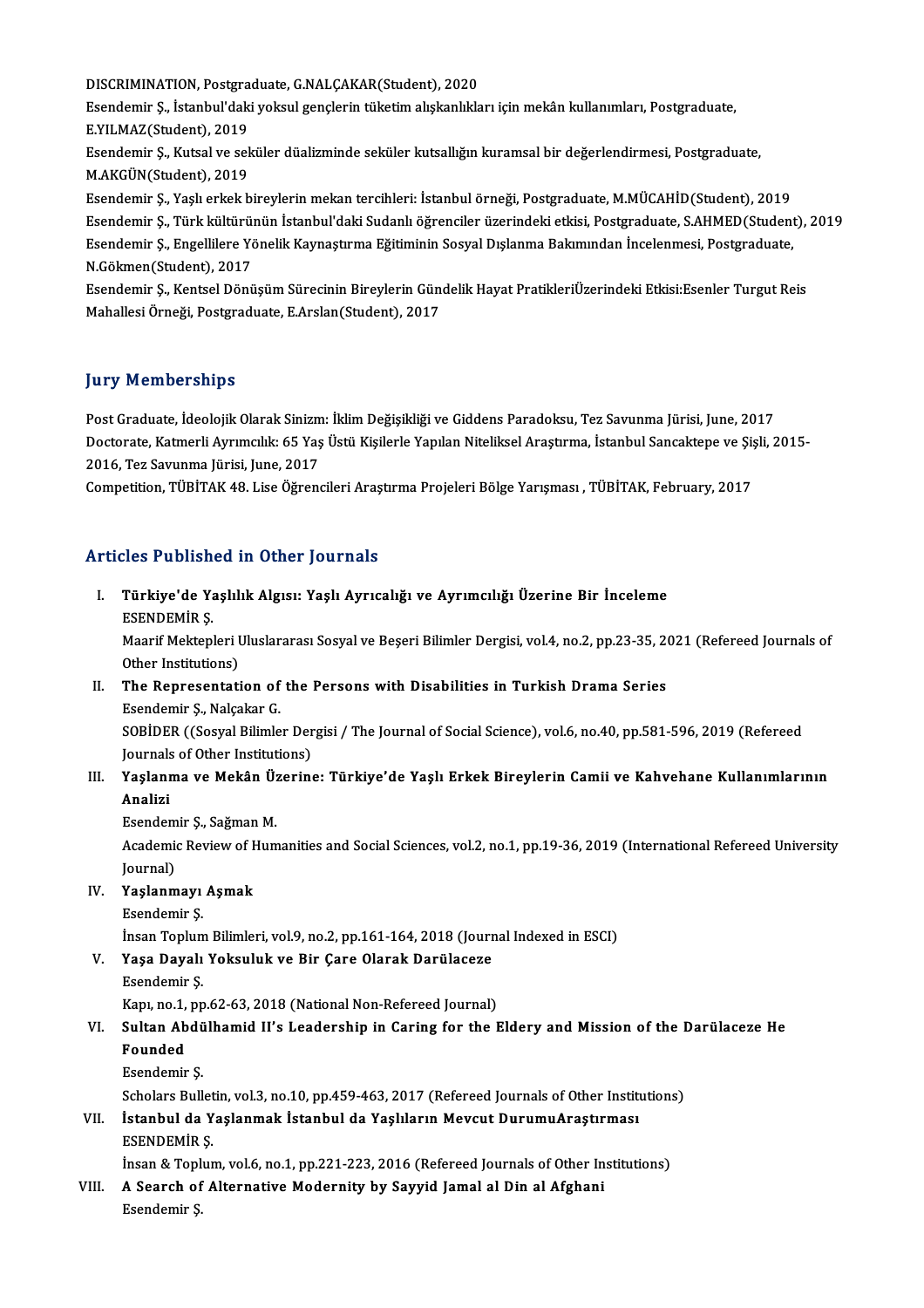DISCRIMINATION, Postgraduate, G.NALÇAKAR(Student), 2020

Esendemir Ş., İstanbul'daki yoksul gençlerin tüketim alışkanlıkları için mekân kullanımları, Postgraduate, E.YILMAZ(Student), 2019

Esendemir Ş., Kutsal ve seküler düalizminde seküler kutsallığın kuramsal bir değerlendirmesi, Postgraduate, M.AKGÜN(Student), 2019

Esendemir Ş., Yaşlı erkek bireylerin mekan tercihleri: İstanbul örneği, Postgraduate, M.MÜCAHİD(Student), 2019

Esendemir Ş., Türk kültürünün İstanbul'daki Sudanlı öğrenciler üzerindeki etkisi, Postgraduate, S.AHMED(Student), 2019

Esendemir Ş., Engellilere Yönelik Kaynaştırma Eğitiminin Sosyal Dışlanma Bakımından İncelenmesi, Postgraduate, N.Gökmen(Student), 2017

Esendemir Ş., Kentsel Dönüşüm Sürecinin Bireylerin Gündelik Hayat PratikleriÜzerindeki Etkisi:Esenler Turgut Reis Mahallesi Örneği, Postgraduate, E.Arslan(Student), 2017

## Jury Memberships

Post Graduate, İdeolojik Olarak Sinizm: İklim Değişikliği ve Giddens Paradoksu, Tez Savunma Jürisi, June, 2017

Doctorate, Katmerli Ayrımcılık: 65 Yaş Üstü Kişilerle Yapılan Niteliksel Araştırma, İstanbul Sancaktepe ve Şişli, 2015-2016, Tez Savunma Jürisi, June, 2017

Competition, TÜBİTAK 48. Lise Öğrencileri Araştırma Projeleri Bölge Yarışması , TÜBİTAK, February, 2017

## Articles Published in Other Journals

I. **Türkiye'de Yaşlılık Algısı: Yaşlı Ayrıcalığı ve Ayrımcılığı Üzerine Bir İnceleme**
   ESENDEMİR Ş.
   Maarif Mektepleri Uluslararası Sosyal ve Beşeri Bilimler Dergisi, vol.4, no.2, pp.23-35, 2021 (Refereed Journals of Other Institutions)

II. **The Representation of the Persons with Disabilities in Turkish Drama Series**
   Esendemir Ş., Nalçakar G.
   SOBİDER ((Sosyal Bilimler Dergisi / The Journal of Social Science), vol.6, no.40, pp.581-596, 2019 (Refereed Journals of Other Institutions)

III. **Yaşlanma ve Mekân Üzerine: Türkiye'de Yaşlı Erkek Bireylerin Camii ve Kahvehane Kullanımlarının Analizi**
   Esendemir Ş., Sağman M.
   Academic Review of Humanities and Social Sciences, vol.2, no.1, pp.19-36, 2019 (International Refereed University Journal)

IV. **Yaşlanmayı Aşmak**
   Esendemir Ş.
   İnsan Toplum Bilimleri, vol.9, no.2, pp.161-164, 2018 (Journal Indexed in ESCI)

V. **Yaşa Dayalı Yoksuluk ve Bir Çare Olarak Darülaceze**
   Esendemir Ş.
   Kapı, no.1, pp.62-63, 2018 (National Non-Refereed Journal)

VI. **Sultan Abdülhamid II's Leadership in Caring for the Eldery and Mission of the Darülaceze He Founded**
   Esendemir Ş.
   Scholars Bulletin, vol.3, no.10, pp.459-463, 2017 (Refereed Journals of Other Institutions)

VII. **İstanbul da Yaşlanmak İstanbul da Yaşlıların Mevcut DurumuAraştırması**
   ESENDEMİR Ş.
   İnsan & Toplum, vol.6, no.1, pp.221-223, 2016 (Refereed Journals of Other Institutions)

VIII. **A Search of Alternative Modernity by Sayyid Jamal al Din al Afghani**
   Esendemir Ş.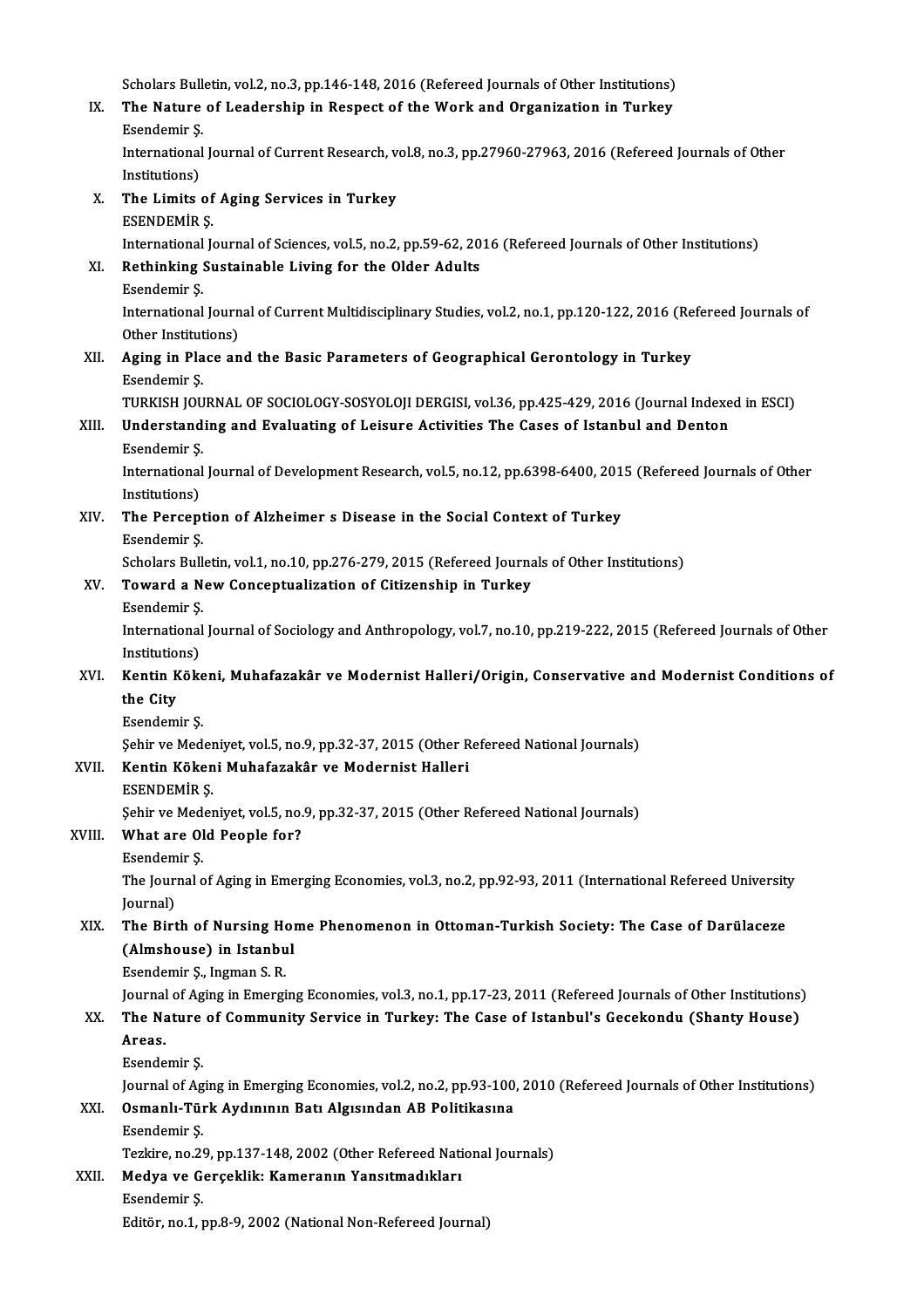Scholars Bulletin, vol.2, no.3, pp.146-148, 2016 (Refereed Journals of Other Institutions)

IX. **The Nature of Leadership in Respect of the Work and Organization in Turkey**
Esendemir Ş.
International Journal of Current Research, vol.8, no.3, pp.27960-27963, 2016 (Refereed Journals of Other Institutions)

X. **The Limits of Aging Services in Turkey**
ESENDEMİR Ş.
International Journal of Sciences, vol.5, no.2, pp.59-62, 2016 (Refereed Journals of Other Institutions)

XI. **Rethinking Sustainable Living for the Older Adults**
Esendemir Ş.
International Journal of Current Multidisciplinary Studies, vol.2, no.1, pp.120-122, 2016 (Refereed Journals of Other Institutions)

XII. **Aging in Place and the Basic Parameters of Geographical Gerontology in Turkey**
Esendemir Ş.
TURKISH JOURNAL OF SOCIOLOGY-SOSYOLOJI DERGISI, vol.36, pp.425-429, 2016 (Journal Indexed in ESCI)

XIII. **Understanding and Evaluating of Leisure Activities The Cases of Istanbul and Denton**
Esendemir Ş.
International Journal of Development Research, vol.5, no.12, pp.6398-6400, 2015 (Refereed Journals of Other Institutions)

XIV. **The Perception of Alzheimer s Disease in the Social Context of Turkey**
Esendemir Ş.
Scholars Bulletin, vol.1, no.10, pp.276-279, 2015 (Refereed Journals of Other Institutions)

XV. **Toward a New Conceptualization of Citizenship in Turkey**
Esendemir Ş.
International Journal of Sociology and Anthropology, vol.7, no.10, pp.219-222, 2015 (Refereed Journals of Other Institutions)

XVI. **Kentin Kökeni, Muhafazakâr ve Modernist Halleri/Origin, Conservative and Modernist Conditions of the City**
Esendemir Ş.
Şehir ve Medeniyet, vol.5, no.9, pp.32-37, 2015 (Other Refereed National Journals)

XVII. **Kentin Kökeni Muhafazakâr ve Modernist Halleri**
ESENDEMİR Ş.
Şehir ve Medeniyet, vol.5, no.9, pp.32-37, 2015 (Other Refereed National Journals)

XVIII. **What are Old People for?**
Esendemir Ş.
The Journal of Aging in Emerging Economies, vol.3, no.2, pp.92-93, 2011 (International Refereed University Journal)

XIX. **The Birth of Nursing Home Phenomenon in Ottoman-Turkish Society: The Case of Darülaceze (Almshouse) in Istanbul**
Esendemir Ş., Ingman S. R.
Journal of Aging in Emerging Economies, vol.3, no.1, pp.17-23, 2011 (Refereed Journals of Other Institutions)

XX. **The Nature of Community Service in Turkey: The Case of Istanbul's Gecekondu (Shanty House) Areas.**
Esendemir Ş.
Journal of Aging in Emerging Economies, vol.2, no.2, pp.93-100, 2010 (Refereed Journals of Other Institutions)

XXI. **Osmanlı-Türk Aydınının Batı Algısından AB Politikasına**
Esendemir Ş.
Tezkire, no.29, pp.137-148, 2002 (Other Refereed National Journals)

XXII. **Medya ve Gerçeklik: Kameranın Yansıtmadıkları**
Esendemir Ş.
Editör, no.1, pp.8-9, 2002 (National Non-Refereed Journal)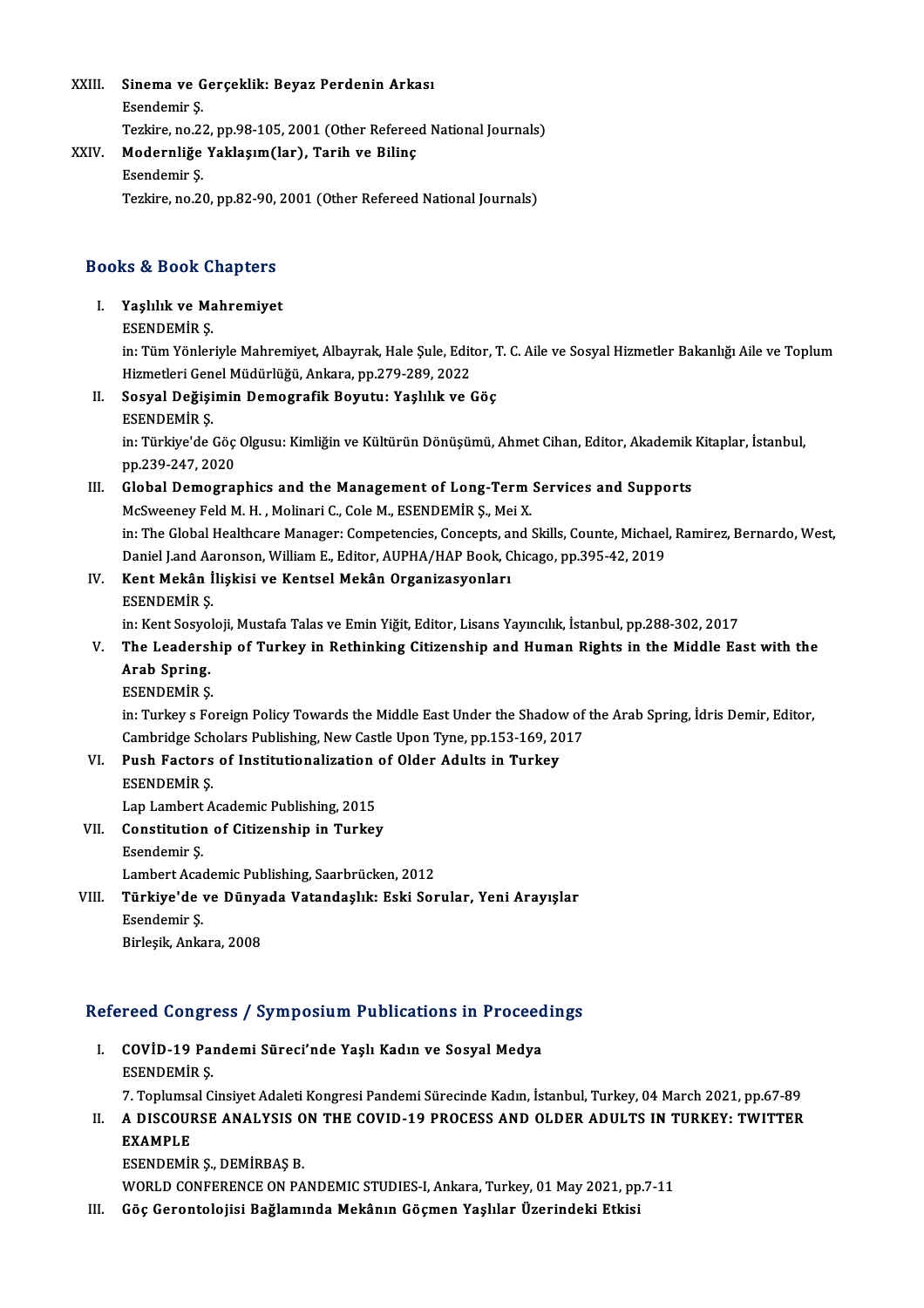XXIII. **Sinema ve Gerçeklik: Beyaz Perdenin Arkası**
Esendemir Ş.
Tezkire, no.22, pp.98-105, 2001 (Other Refereed National Journals)

XXIV. **Modernliğe Yaklaşım(lar), Tarih ve Bilinç**
Esendemir Ş.
Tezkire, no.20, pp.82-90, 2001 (Other Refereed National Journals)

## Books & Book Chapters

I. **Yaşlılık ve Mahremiyet**
ESENDEMİR Ş.
in: Tüm Yönleriyle Mahremiyet, Albayrak, Hale Şule, Editor, T. C. Aile ve Sosyal Hizmetler Bakanlığı Aile ve Toplum Hizmetleri Genel Müdürlüğü, Ankara, pp.279-289, 2022

II. **Sosyal Değişimin Demografik Boyutu: Yaşlılık ve Göç**
ESENDEMİR Ş.
in: Türkiye'de Göç Olgusu: Kimliğin ve Kültürün Dönüşümü, Ahmet Cihan, Editor, Akademik Kitaplar, İstanbul, pp.239-247, 2020

III. **Global Demographics and the Management of Long-Term Services and Supports**
McSweeney Feld M. H. , Molinari C., Cole M., ESENDEMİR Ş., Mei X.
in: The Global Healthcare Manager: Competencies, Concepts, and Skills, Counte, Michael, Ramirez, Bernardo, West, Daniel J.and Aaronson, William E., Editor, AUPHA/HAP Book, Chicago, pp.395-42, 2019

IV. **Kent Mekân İlişkisi ve Kentsel Mekân Organizasyonları**
ESENDEMİR Ş.
in: Kent Sosyoloji, Mustafa Talas ve Emin Yiğit, Editor, Lisans Yayıncılık, İstanbul, pp.288-302, 2017

V. **The Leadership of Turkey in Rethinking Citizenship and Human Rights in the Middle East with the Arab Spring.**
ESENDEMİR Ş.
in: Turkey s Foreign Policy Towards the Middle East Under the Shadow of the Arab Spring, İdris Demir, Editor, Cambridge Scholars Publishing, New Castle Upon Tyne, pp.153-169, 2017

VI. **Push Factors of Institutionalization of Older Adults in Turkey**
ESENDEMİR Ş.
Lap Lambert Academic Publishing, 2015

VII. **Constitution of Citizenship in Turkey**
Esendemir Ş.
Lambert Academic Publishing, Saarbrücken, 2012

VIII. **Türkiye'de ve Dünyada Vatandaşlık: Eski Sorular, Yeni Arayışlar**
Esendemir Ş.
Birleşik, Ankara, 2008

## Refereed Congress / Symposium Publications in Proceedings

I. **COVİD-19 Pandemi Süreci'nde Yaşlı Kadın ve Sosyal Medya**
ESENDEMİR Ş.
7. Toplumsal Cinsiyet Adaleti Kongresi Pandemi Sürecinde Kadın, İstanbul, Turkey, 04 March 2021, pp.67-89

II. **A DISCOURSE ANALYSIS ON THE COVID-19 PROCESS AND OLDER ADULTS IN TURKEY: TWITTER EXAMPLE**
ESENDEMİR Ş., DEMİRBAŞ B.
WORLD CONFERENCE ON PANDEMIC STUDIES-I, Ankara, Turkey, 01 May 2021, pp.7-11

III. **Göç Gerontolojisi Bağlamında Mekânın Göçmen Yaşlılar Üzerindeki Etkisi**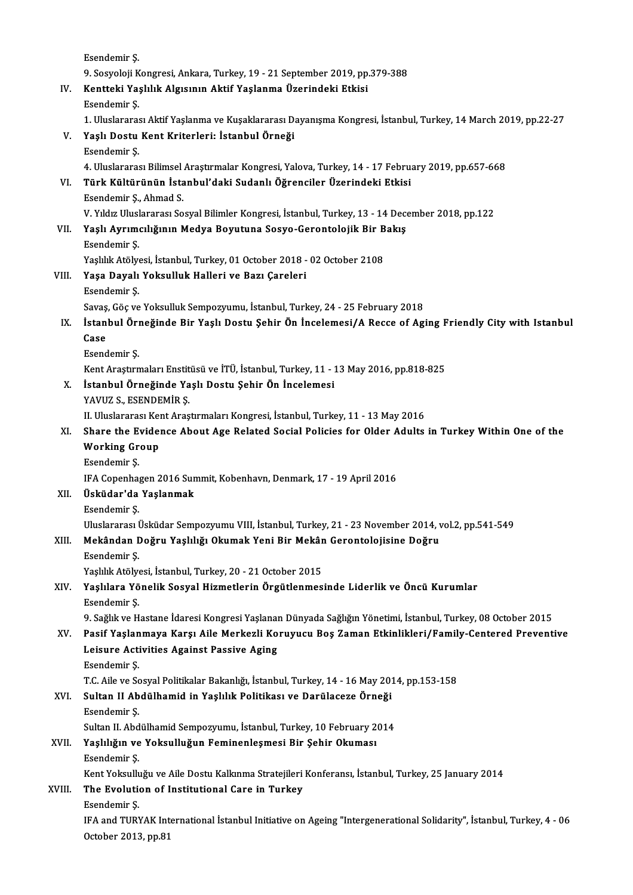Esendemir Ş.
9. Sosyoloji Kongresi, Ankara, Turkey, 19 - 21 September 2019, pp.379-388

IV. **Kentteki Yaşlılık Algısının Aktif Yaşlanma Üzerindeki Etkisi**
Esendemir Ş.
1. Uluslararası Aktif Yaşlanma ve Kuşaklararası Dayanışma Kongresi, İstanbul, Turkey, 14 March 2019, pp.22-27

V. **Yaşlı Dostu Kent Kriterleri: İstanbul Örneği**
Esendemir Ş.
4. Uluslararası Bilimsel Araştırmalar Kongresi, Yalova, Turkey, 14 - 17 February 2019, pp.657-668

VI. **Türk Kültürünün İstanbul'daki Sudanlı Öğrenciler Üzerindeki Etkisi**
Esendemir Ş., Ahmad S.
V. Yıldız Uluslararası Sosyal Bilimler Kongresi, İstanbul, Turkey, 13 - 14 December 2018, pp.122

VII. **Yaşlı Ayrımcılığının Medya Boyutuna Sosyo-Gerontolojik Bir Bakış**
Esendemir Ş.
Yaşlılık Atölyesi, İstanbul, Turkey, 01 October 2018 - 02 October 2108

VIII. **Yaşa Dayalı Yoksulluk Halleri ve Bazı Çareleri**
Esendemir Ş.
Savaş, Göç ve Yoksulluk Sempozyumu, İstanbul, Turkey, 24 - 25 February 2018

IX. **İstanbul Örneğinde Bir Yaşlı Dostu Şehir Ön İncelemesi/A Recce of Aging Friendly City with Istanbul Case**
Esendemir Ş.
Kent Araştırmaları Enstitüsü ve İTÜ, İstanbul, Turkey, 11 - 13 May 2016, pp.818-825

X. **İstanbul Örneğinde Yaşlı Dostu Şehir Ön İncelemesi**
YAVUZ S., ESENDEMİR Ş.
II. Uluslararası Kent Araştırmaları Kongresi, İstanbul, Turkey, 11 - 13 May 2016

XI. **Share the Evidence About Age Related Social Policies for Older Adults in Turkey Within One of the Working Group**
Esendemir Ş.
IFA Copenhagen 2016 Summit, Kobenhavn, Denmark, 17 - 19 April 2016

XII. **Üsküdar'da Yaşlanmak**
Esendemir Ş.
Uluslararası Üsküdar Sempozyumu VIII, İstanbul, Turkey, 21 - 23 November 2014, vol.2, pp.541-549

XIII. **Mekândan Doğru Yaşlılığı Okumak Yeni Bir Mekân Gerontolojisine Doğru**
Esendemir Ş.
Yaşlılık Atölyesi, İstanbul, Turkey, 20 - 21 October 2015

XIV. **Yaşlılara Yönelik Sosyal Hizmetlerin Örgütlenmesinde Liderlik ve Öncü Kurumlar**
Esendemir Ş.
9. Sağlık ve Hastane İdaresi Kongresi Yaşlanan Dünyada Sağlığın Yönetimi, İstanbul, Turkey, 08 October 2015

XV. **Pasif Yaşlanmaya Karşı Aile Merkezli Koruyucu Boş Zaman Etkinlikleri/Family-Centered Preventive Leisure Activities Against Passive Aging**
Esendemir Ş.
T.C. Aile ve Sosyal Politikalar Bakanlığı, İstanbul, Turkey, 14 - 16 May 2014, pp.153-158

XVI. **Sultan II Abdülhamid in Yaşlılık Politikası ve Darülaceze Örneği**
Esendemir Ş.
Sultan II. Abdülhamid Sempozyumu, İstanbul, Turkey, 10 February 2014

XVII. **Yaşlılığın ve Yoksulluğun Feminenleşmesi Bir Şehir Okuması**
Esendemir Ş.
Kent Yoksulluğu ve Aile Dostu Kalkınma Stratejileri Konferansı, İstanbul, Turkey, 25 January 2014

XVIII. **The Evolution of Institutional Care in Turkey**
Esendemir Ş.
IFA and TURYAK International İstanbul Initiative on Ageing "Intergenerational Solidarity", İstanbul, Turkey, 4 - 06 October 2013, pp.81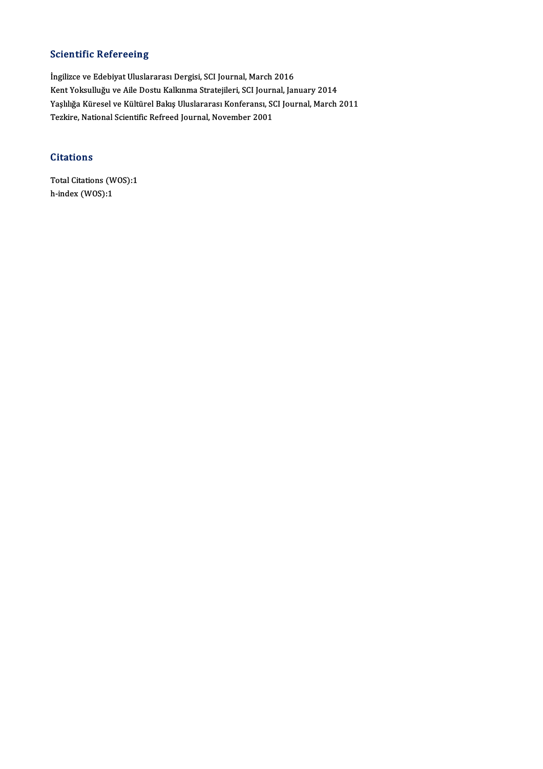## Scientific Refereeing

İngilizce ve Edebiyat Uluslararası Dergisi, SCI Journal, March 2016
Kent Yoksulluğu ve Aile Dostu Kalkınma Stratejileri, SCI Journal, January 2014
Yaşlılığa Küresel ve Kültürel Bakış Uluslararası Konferansı, SCI Journal, March 2011
Tezkire, National Scientific Refreed Journal, November 2001

## Citations

Total Citations (WOS):1
h-index (WOS):1